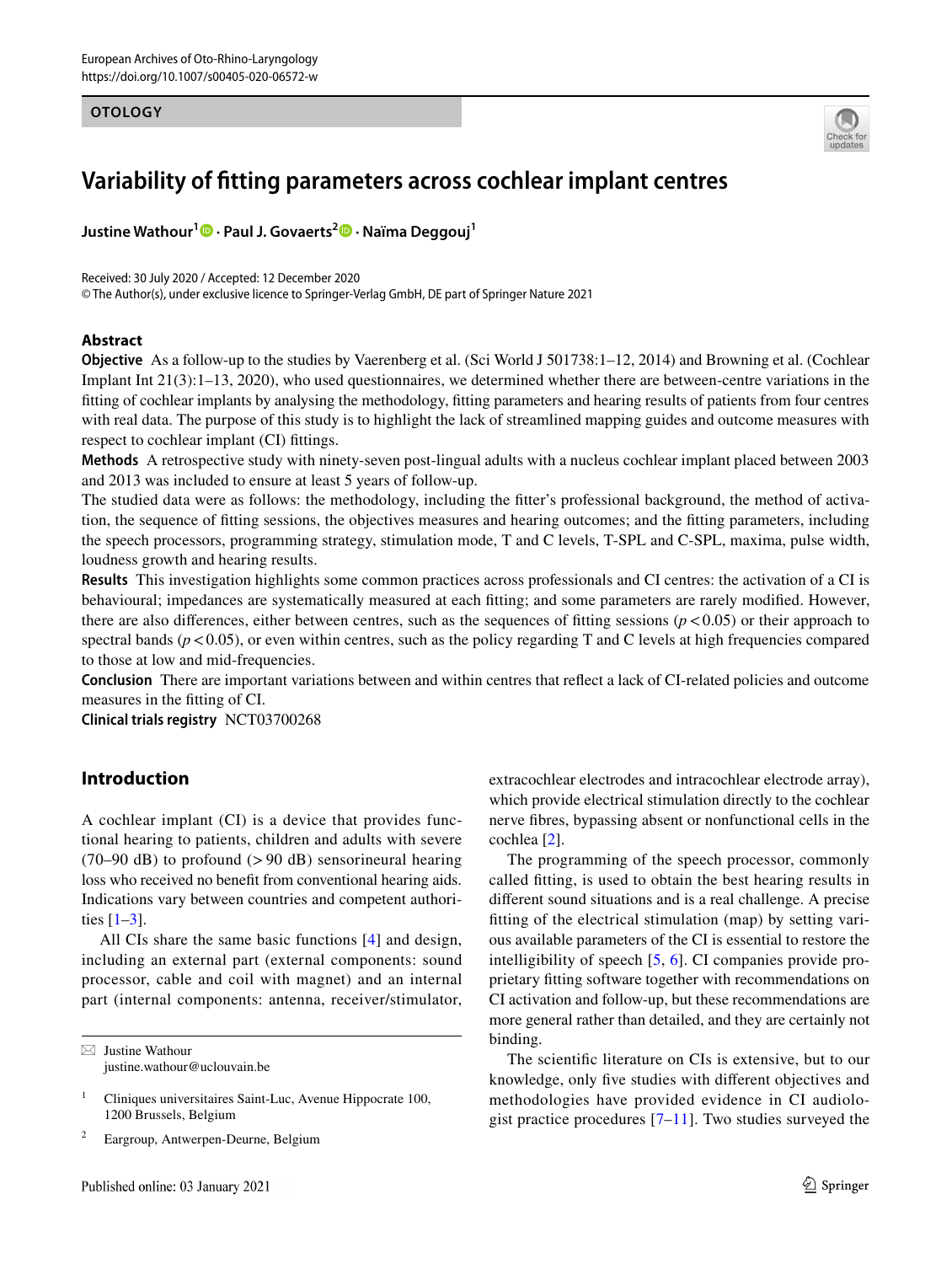OTOLOGY

# Variability of fitting parameters across cochlear implant centres

**Justine Wathour[1] · Paul J. Govaerts[2] · Naïma Deggouj[1]**

Received: 30 July 2020 / Accepted: 12 December 2020
© The Author(s), under exclusive licence to Springer-Verlag GmbH, DE part of Springer Nature 2021

## Abstract

**Objective** As a follow-up to the studies by Vaerenberg et al. (Sci World J 501738:1–12, 2014) and Browning et al. (Cochlear Implant Int 21(3):1–13, 2020), who used questionnaires, we determined whether there are between-centre variations in the fitting of cochlear implants by analysing the methodology, fitting parameters and hearing results of patients from four centres with real data. The purpose of this study is to highlight the lack of streamlined mapping guides and outcome measures with respect to cochlear implant (CI) fittings.

**Methods** A retrospective study with ninety-seven post-lingual adults with a nucleus cochlear implant placed between 2003 and 2013 was included to ensure at least 5 years of follow-up.

The studied data were as follows: the methodology, including the fitter's professional background, the method of activation, the sequence of fitting sessions, the objectives measures and hearing outcomes; and the fitting parameters, including the speech processors, programming strategy, stimulation mode, T and C levels, T-SPL and C-SPL, maxima, pulse width, loudness growth and hearing results.

**Results** This investigation highlights some common practices across professionals and CI centres: the activation of a CI is behavioural; impedances are systematically measured at each fitting; and some parameters are rarely modified. However, there are also differences, either between centres, such as the sequences of fitting sessions ($p < 0.05$) or their approach to spectral bands ($p < 0.05$), or even within centres, such as the policy regarding T and C levels at high frequencies compared to those at low and mid-frequencies.

**Conclusion** There are important variations between and within centres that reflect a lack of CI-related policies and outcome measures in the fitting of CI.

**Clinical trials registry** NCT03700268

## Introduction

A cochlear implant (CI) is a device that provides functional hearing to patients, children and adults with severe (70–90 dB) to profound (> 90 dB) sensorineural hearing loss who received no benefit from conventional hearing aids. Indications vary between countries and competent authorities [1–3].

All CIs share the same basic functions [4] and design, including an external part (external components: sound processor, cable and coil with magnet) and an internal part (internal components: antenna, receiver/stimulator, extracochlear electrodes and intracochlear electrode array), which provide electrical stimulation directly to the cochlear nerve fibres, bypassing absent or nonfunctional cells in the cochlea [2].

The programming of the speech processor, commonly called fitting, is used to obtain the best hearing results in different sound situations and is a real challenge. A precise fitting of the electrical stimulation (map) by setting various available parameters of the CI is essential to restore the intelligibility of speech [5, 6]. CI companies provide proprietary fitting software together with recommendations on CI activation and follow-up, but these recommendations are more general rather than detailed, and they are certainly not binding.

The scientific literature on CIs is extensive, but to our knowledge, only five studies with different objectives and methodologies have provided evidence in CI audiologist practice procedures [7–11]. Two studies surveyed the

✉ Justine Wathour
justine.wathour@uclouvain.be

[1] Cliniques universitaires Saint-Luc, Avenue Hippocrate 100, 1200 Brussels, Belgium

[2] Eargroup, Antwerpen-Deurne, Belgium

Published online: 03 January 2021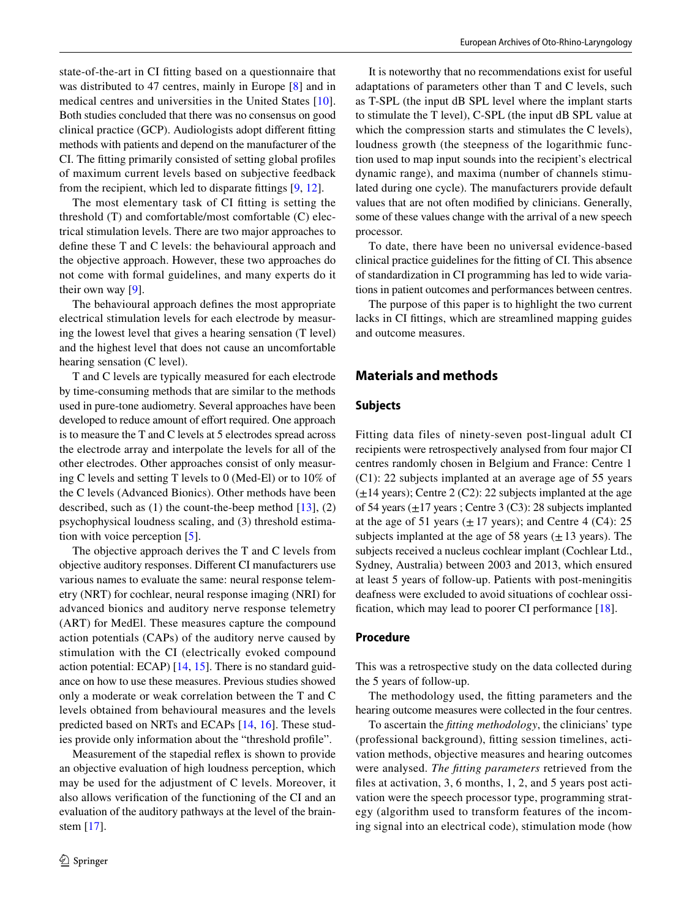state-of-the-art in CI fitting based on a questionnaire that was distributed to 47 centres, mainly in Europe [8] and in medical centres and universities in the United States [10]. Both studies concluded that there was no consensus on good clinical practice (GCP). Audiologists adopt different fitting methods with patients and depend on the manufacturer of the CI. The fitting primarily consisted of setting global profiles of maximum current levels based on subjective feedback from the recipient, which led to disparate fittings [9, 12].

The most elementary task of CI fitting is setting the threshold (T) and comfortable/most comfortable (C) electrical stimulation levels. There are two major approaches to define these T and C levels: the behavioural approach and the objective approach. However, these two approaches do not come with formal guidelines, and many experts do it their own way [9].

The behavioural approach defines the most appropriate electrical stimulation levels for each electrode by measuring the lowest level that gives a hearing sensation (T level) and the highest level that does not cause an uncomfortable hearing sensation (C level).

T and C levels are typically measured for each electrode by time-consuming methods that are similar to the methods used in pure-tone audiometry. Several approaches have been developed to reduce amount of effort required. One approach is to measure the T and C levels at 5 electrodes spread across the electrode array and interpolate the levels for all of the other electrodes. Other approaches consist of only measuring C levels and setting T levels to 0 (Med-El) or to 10% of the C levels (Advanced Bionics). Other methods have been described, such as (1) the count-the-beep method [13], (2) psychophysical loudness scaling, and (3) threshold estimation with voice perception [5].

The objective approach derives the T and C levels from objective auditory responses. Different CI manufacturers use various names to evaluate the same: neural response telemetry (NRT) for cochlear, neural response imaging (NRI) for advanced bionics and auditory nerve response telemetry (ART) for MedEl. These measures capture the compound action potentials (CAPs) of the auditory nerve caused by stimulation with the CI (electrically evoked compound action potential: ECAP) [14, 15]. There is no standard guidance on how to use these measures. Previous studies showed only a moderate or weak correlation between the T and C levels obtained from behavioural measures and the levels predicted based on NRTs and ECAPs [14, 16]. These studies provide only information about the "threshold profile".

Measurement of the stapedial reflex is shown to provide an objective evaluation of high loudness perception, which may be used for the adjustment of C levels. Moreover, it also allows verification of the functioning of the CI and an evaluation of the auditory pathways at the level of the brainstem [17].

It is noteworthy that no recommendations exist for useful adaptations of parameters other than T and C levels, such as T-SPL (the input dB SPL level where the implant starts to stimulate the T level), C-SPL (the input dB SPL value at which the compression starts and stimulates the C levels), loudness growth (the steepness of the logarithmic function used to map input sounds into the recipient's electrical dynamic range), and maxima (number of channels stimulated during one cycle). The manufacturers provide default values that are not often modified by clinicians. Generally, some of these values change with the arrival of a new speech processor.

To date, there have been no universal evidence-based clinical practice guidelines for the fitting of CI. This absence of standardization in CI programming has led to wide variations in patient outcomes and performances between centres.

The purpose of this paper is to highlight the two current lacks in CI fittings, which are streamlined mapping guides and outcome measures.

## Materials and methods

### Subjects

Fitting data files of ninety-seven post-lingual adult CI recipients were retrospectively analysed from four major CI centres randomly chosen in Belgium and France: Centre 1 (C1): 22 subjects implanted at an average age of 55 years (±14 years); Centre 2 (C2): 22 subjects implanted at the age of 54 years (±17 years ; Centre 3 (C3): 28 subjects implanted at the age of 51 years (± 17 years); and Centre 4 (C4): 25 subjects implanted at the age of 58 years (± 13 years). The subjects received a nucleus cochlear implant (Cochlear Ltd., Sydney, Australia) between 2003 and 2013, which ensured at least 5 years of follow-up. Patients with post-meningitis deafness were excluded to avoid situations of cochlear ossification, which may lead to poorer CI performance [18].

### Procedure

This was a retrospective study on the data collected during the 5 years of follow-up.

The methodology used, the fitting parameters and the hearing outcome measures were collected in the four centres.

To ascertain the *fitting methodology*, the clinicians' type (professional background), fitting session timelines, activation methods, objective measures and hearing outcomes were analysed. *The fitting parameters* retrieved from the files at activation, 3, 6 months, 1, 2, and 5 years post activation were the speech processor type, programming strategy (algorithm used to transform features of the incoming signal into an electrical code), stimulation mode (how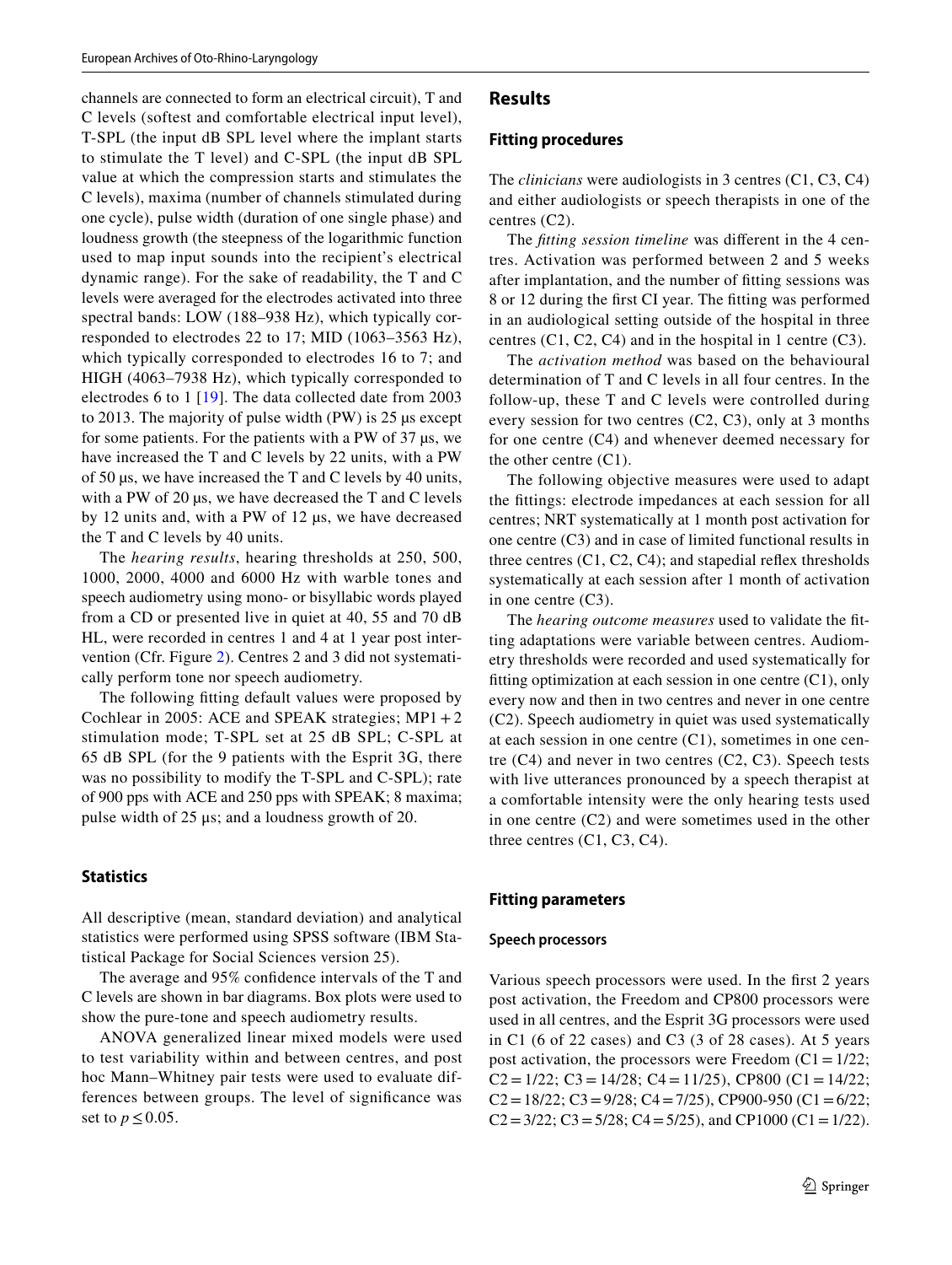channels are connected to form an electrical circuit), T and C levels (softest and comfortable electrical input level), T-SPL (the input dB SPL level where the implant starts to stimulate the T level) and C-SPL (the input dB SPL value at which the compression starts and stimulates the C levels), maxima (number of channels stimulated during one cycle), pulse width (duration of one single phase) and loudness growth (the steepness of the logarithmic function used to map input sounds into the recipient's electrical dynamic range). For the sake of readability, the T and C levels were averaged for the electrodes activated into three spectral bands: LOW (188–938 Hz), which typically corresponded to electrodes 22 to 17; MID (1063–3563 Hz), which typically corresponded to electrodes 16 to 7; and HIGH (4063–7938 Hz), which typically corresponded to electrodes 6 to 1 [19]. The data collected date from 2003 to 2013. The majority of pulse width (PW) is 25 µs except for some patients. For the patients with a PW of 37 µs, we have increased the T and C levels by 22 units, with a PW of 50 µs, we have increased the T and C levels by 40 units, with a PW of 20 µs, we have decreased the T and C levels by 12 units and, with a PW of 12 µs, we have decreased the T and C levels by 40 units.

The *hearing results*, hearing thresholds at 250, 500, 1000, 2000, 4000 and 6000 Hz with warble tones and speech audiometry using mono- or bisyllabic words played from a CD or presented live in quiet at 40, 55 and 70 dB HL, were recorded in centres 1 and 4 at 1 year post intervention (Cfr. Figure 2). Centres 2 and 3 did not systematically perform tone nor speech audiometry.

The following fitting default values were proposed by Cochlear in 2005: ACE and SPEAK strategies; MP1 + 2 stimulation mode; T-SPL set at 25 dB SPL; C-SPL at 65 dB SPL (for the 9 patients with the Esprit 3G, there was no possibility to modify the T-SPL and C-SPL); rate of 900 pps with ACE and 250 pps with SPEAK; 8 maxima; pulse width of 25 µs; and a loudness growth of 20.

### Statistics

All descriptive (mean, standard deviation) and analytical statistics were performed using SPSS software (IBM Statistical Package for Social Sciences version 25).

The average and 95% confidence intervals of the T and C levels are shown in bar diagrams. Box plots were used to show the pure-tone and speech audiometry results.

ANOVA generalized linear mixed models were used to test variability within and between centres, and post hoc Mann–Whitney pair tests were used to evaluate differences between groups. The level of significance was set to $p \leq 0.05$.

## Results

### Fitting procedures

The *clinicians* were audiologists in 3 centres (C1, C3, C4) and either audiologists or speech therapists in one of the centres (C2).

The *fitting session timeline* was different in the 4 centres. Activation was performed between 2 and 5 weeks after implantation, and the number of fitting sessions was 8 or 12 during the first CI year. The fitting was performed in an audiological setting outside of the hospital in three centres (C1, C2, C4) and in the hospital in 1 centre (C3).

The *activation method* was based on the behavioural determination of T and C levels in all four centres. In the follow-up, these T and C levels were controlled during every session for two centres (C2, C3), only at 3 months for one centre (C4) and whenever deemed necessary for the other centre (C1).

The following objective measures were used to adapt the fittings: electrode impedances at each session for all centres; NRT systematically at 1 month post activation for one centre (C3) and in case of limited functional results in three centres (C1, C2, C4); and stapedial reflex thresholds systematically at each session after 1 month of activation in one centre (C3).

The *hearing outcome measures* used to validate the fitting adaptations were variable between centres. Audiometry thresholds were recorded and used systematically for fitting optimization at each session in one centre (C1), only every now and then in two centres and never in one centre (C2). Speech audiometry in quiet was used systematically at each session in one centre (C1), sometimes in one centre (C4) and never in two centres (C2, C3). Speech tests with live utterances pronounced by a speech therapist at a comfortable intensity were the only hearing tests used in one centre (C2) and were sometimes used in the other three centres (C1, C3, C4).

### Fitting parameters

#### Speech processors

Various speech processors were used. In the first 2 years post activation, the Freedom and CP800 processors were used in all centres, and the Esprit 3G processors were used in C1 (6 of 22 cases) and C3 (3 of 28 cases). At 5 years post activation, the processors were Freedom (C1 = 1/22; C2 = 1/22; C3 = 14/28; C4 = 11/25), CP800 (C1 = 14/22; C2 = 18/22; C3 = 9/28; C4 = 7/25), CP900-950 (C1 = 6/22; C2 = 3/22; C3 = 5/28; C4 = 5/25), and CP1000 (C1 = 1/22).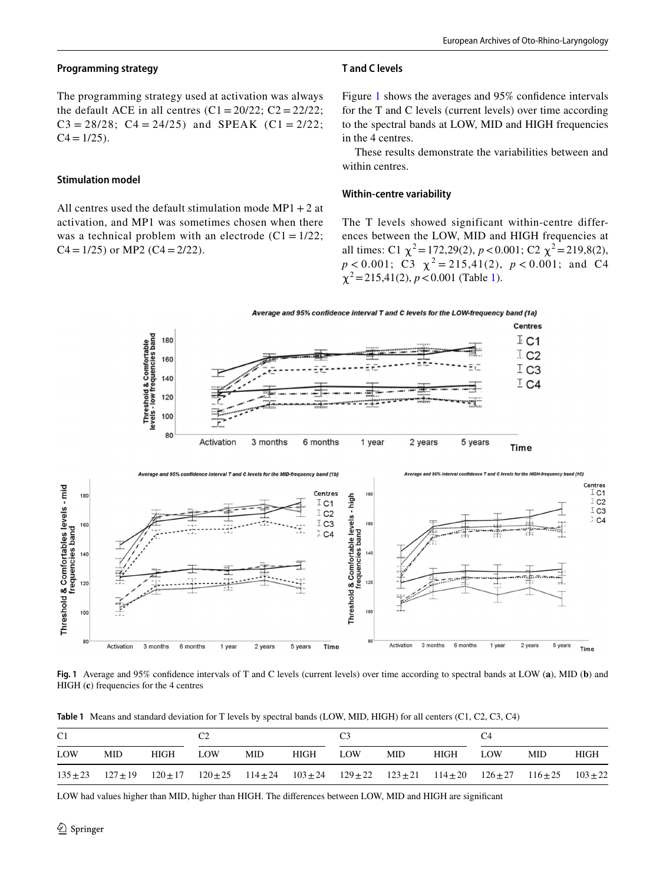### Programming strategy

The programming strategy used at activation was always the default ACE in all centres (C1 = 20/22; C2 = 22/22; C3 = 28/28; C4 = 24/25) and SPEAK (C1 = 2/22; C4 = 1/25).

### Stimulation model

All centres used the default stimulation mode MP1 + 2 at activation, and MP1 was sometimes chosen when there was a technical problem with an electrode (C1 = 1/22; C4 = 1/25) or MP2 (C4 = 2/22).

### T and C levels

Figure 1 shows the averages and 95% confidence intervals for the T and C levels (current levels) over time according to the spectral bands at LOW, MID and HIGH frequencies in the 4 centres.

These results demonstrate the variabilities between and within centres.

### Within-centre variability

The T levels showed significant within-centre differences between the LOW, MID and HIGH frequencies at all times: C1 $\chi^2 = 172{,}29(2)$, $p < 0.001$; C2 $\chi^2 = 219{,}8(2)$, $p < 0.001$; C3 $\chi^2 = 215{,}41(2)$, $p < 0.001$; and C4 $\chi^2 = 215{,}41(2)$, $p < 0.001$ (Table 1).

**Fig. 1** Average and 95% confidence intervals of T and C levels (current levels) over time according to spectral bands at LOW (**a**), MID (**b**) and HIGH (**c**) frequencies for the 4 centres

**Table 1** Means and standard deviation for T levels by spectral bands (LOW, MID, HIGH) for all centers (C1, C2, C3, C4)

| C1 | | | C2 | | | C3 | | | C4 | | |
|---|---|---|---|---|---|---|---|---|---|---|---|
| LOW | MID | HIGH | LOW | MID | HIGH | LOW | MID | HIGH | LOW | MID | HIGH |
| 135 ± 23 | 127 ± 19 | 120 ± 17 | 120 ± 25 | 114 ± 24 | 103 ± 24 | 129 ± 22 | 123 ± 21 | 114 ± 20 | 126 ± 27 | 116 ± 25 | 103 ± 22 |

LOW had values higher than MID, higher than HIGH. The differences between LOW, MID and HIGH are significant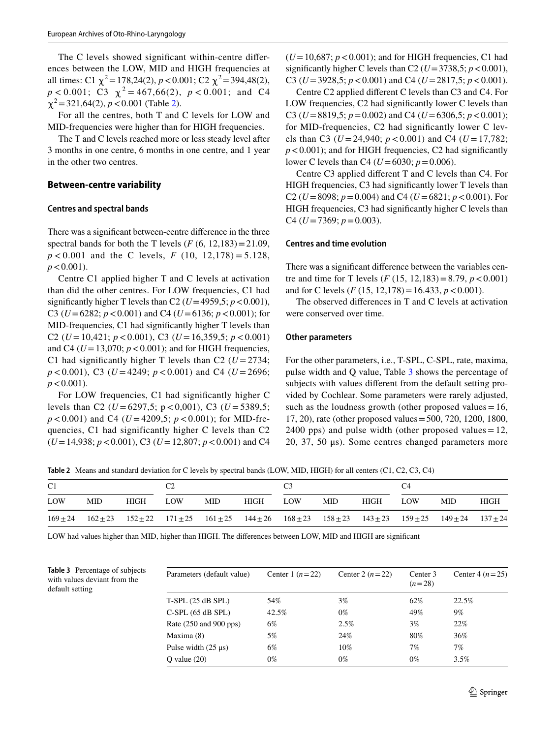The C levels showed significant within-centre differences between the LOW, MID and HIGH frequencies at all times: C1 $\chi^2 = 178{,}24(2)$, $p < 0.001$; C2 $\chi^2 = 394{,}48(2)$, $p < 0.001$; C3 $\chi^2 = 467{,}66(2)$, $p < 0.001$; and C4 $\chi^2 = 321{,}64(2)$, $p < 0.001$ (Table 2).

For all the centres, both T and C levels for LOW and MID-frequencies were higher than for HIGH frequencies.

The T and C levels reached more or less steady level after 3 months in one centre, 6 months in one centre, and 1 year in the other two centres.

### Between-centre variability

#### Centres and spectral bands

There was a significant between-centre difference in the three spectral bands for both the T levels ($F$ (6, 12,183) = 21.09, $p < 0.001$ and the C levels, $F$ (10, 12,178) = 5.128, $p < 0.001$).

Centre C1 applied higher T and C levels at activation than did the other centres. For LOW frequencies, C1 had significantly higher T levels than C2 ($U$ = 4959,5; $p < 0.001$), C3 ($U$ = 6282; $p < 0.001$) and C4 ($U$ = 6136; $p < 0.001$); for MID-frequencies, C1 had significantly higher T levels than C2 ($U$ = 10,421; $p < 0.001$), C3 ($U$ = 16,359,5; $p < 0.001$) and C4 ($U$ = 13,070; $p < 0.001$); and for HIGH frequencies, C1 had significantly higher T levels than C2 ($U$ = 2734; $p < 0.001$), C3 ($U$ = 4249; $p < 0.001$) and C4 ($U$ = 2696; $p < 0.001$).

For LOW frequencies, C1 had significantly higher C levels than C2 ($U$ = 6297,5; p < 0,001), C3 ($U$ = 5389,5; $p < 0.001$) and C4 ($U$ = 4209,5; $p < 0.001$); for MID-frequencies, C1 had significantly higher C levels than C2 ($U$ = 14,938; $p < 0.001$), C3 ($U$ = 12,807; $p < 0.001$) and C4 ($U$ = 10,687; $p < 0.001$); and for HIGH frequencies, C1 had significantly higher C levels than C2 ($U$ = 3738,5; $p < 0.001$), C3 ($U$ = 3928,5; $p < 0.001$) and C4 ($U$ = 2817,5; $p < 0.001$).

Centre C2 applied different C levels than C3 and C4. For LOW frequencies, C2 had significantly lower C levels than C3 ($U$ = 8819,5; $p = 0.002$) and C4 ($U$ = 6306,5; $p < 0.001$); for MID-frequencies, C2 had significantly lower C levels than C3 ($U$ = 24,940; $p < 0.001$) and C4 ($U$ = 17,782; $p < 0.001$); and for HIGH frequencies, C2 had significantly lower C levels than C4 ($U$ = 6030; $p = 0.006$).

Centre C3 applied different T and C levels than C4. For HIGH frequencies, C3 had significantly lower T levels than C2 ($U$ = 8098; $p = 0.004$) and C4 ($U$ = 6821; $p < 0.001$). For HIGH frequencies, C3 had significantly higher C levels than C4 ($U$ = 7369; $p = 0.003$).

#### Centres and time evolution

There was a significant difference between the variables centre and time for T levels ($F$ (15, 12,183) = 8.79, $p < 0.001$) and for C levels ($F$ (15, 12,178) = 16.433, $p < 0.001$).

The observed differences in T and C levels at activation were conserved over time.

#### Other parameters

For the other parameters, i.e., T-SPL, C-SPL, rate, maxima, pulse width and Q value, Table 3 shows the percentage of subjects with values different from the default setting provided by Cochlear. Some parameters were rarely adjusted, such as the loudness growth (other proposed values = 16, 17, 20), rate (other proposed values = 500, 720, 1200, 1800, 2400 pps) and pulse width (other proposed values = 12, 20, 37, 50 µs). Some centres changed parameters more

**Table 2** Means and standard deviation for C levels by spectral bands (LOW, MID, HIGH) for all centers (C1, C2, C3, C4)

| C1 | | | C2 | | | C3 | | | C4 | | |
|---|---|---|---|---|---|---|---|---|---|---|---|
| LOW | MID | HIGH | LOW | MID | HIGH | LOW | MID | HIGH | LOW | MID | HIGH |
| 169 ± 24 | 162 ± 23 | 152 ± 22 | 171 ± 25 | 161 ± 25 | 144 ± 26 | 168 ± 23 | 158 ± 23 | 143 ± 23 | 159 ± 25 | 149 ± 24 | 137 ± 24 |

LOW had values higher than MID, higher than HIGH. The differences between LOW, MID and HIGH are significant

**Table 3** Percentage of subjects with values deviant from the default setting

| Parameters (default value) | Center 1 ($n$ = 22) | Center 2 ($n$ = 22) | Center 3 ($n$ = 28) | Center 4 ($n$ = 25) |
|---|---|---|---|---|
| T-SPL (25 dB SPL) | 54% | 3% | 62% | 22.5% |
| C-SPL (65 dB SPL) | 42.5% | 0% | 49% | 9% |
| Rate (250 and 900 pps) | 6% | 2.5% | 3% | 22% |
| Maxima (8) | 5% | 24% | 80% | 36% |
| Pulse width (25 µs) | 6% | 10% | 7% | 7% |
| Q value (20) | 0% | 0% | 0% | 3.5% |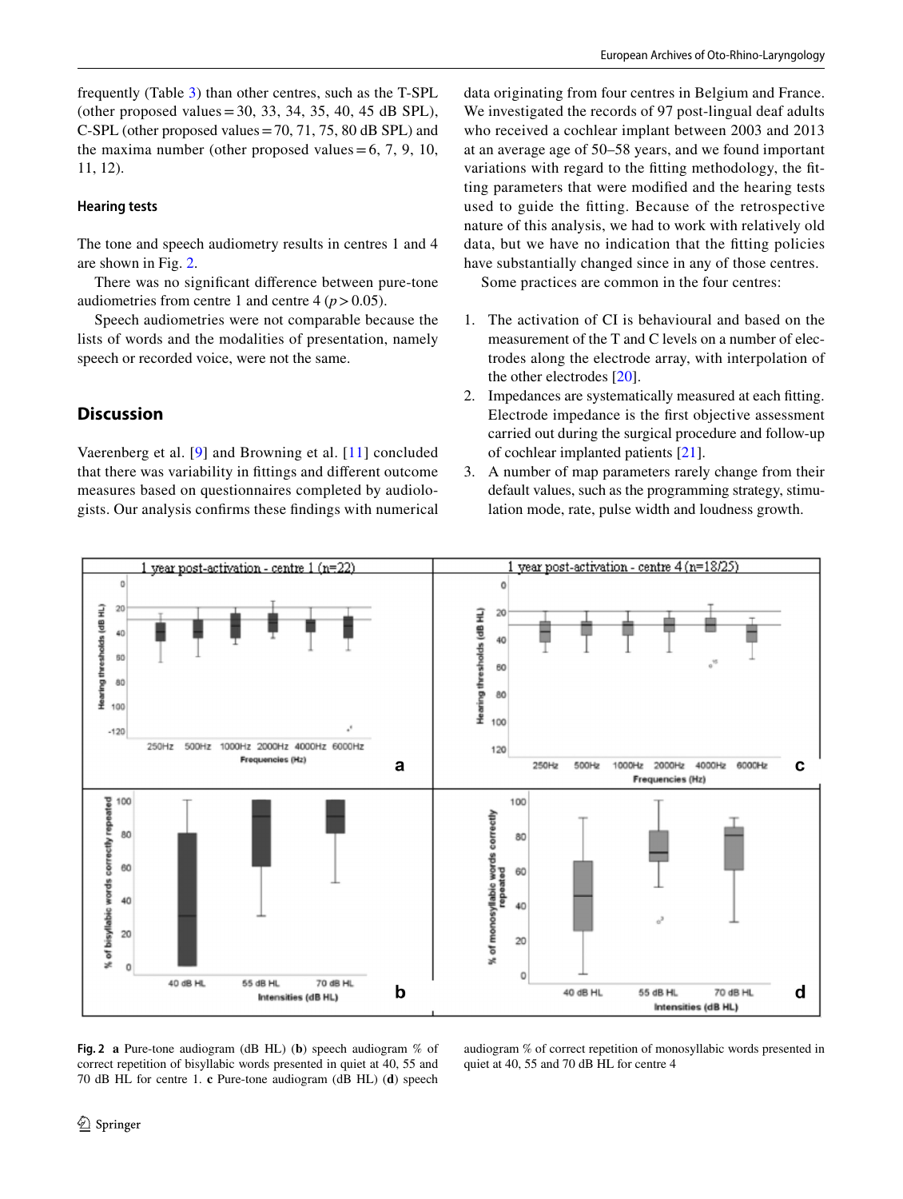frequently (Table 3) than other centres, such as the T-SPL (other proposed values = 30, 33, 34, 35, 40, 45 dB SPL), C-SPL (other proposed values = 70, 71, 75, 80 dB SPL) and the maxima number (other proposed values = 6, 7, 9, 10, 11, 12).

### Hearing tests

The tone and speech audiometry results in centres 1 and 4 are shown in Fig. 2.

There was no significant difference between pure-tone audiometries from centre 1 and centre 4 ($p > 0.05$).

Speech audiometries were not comparable because the lists of words and the modalities of presentation, namely speech or recorded voice, were not the same.

## Discussion

Vaerenberg et al. [9] and Browning et al. [11] concluded that there was variability in fittings and different outcome measures based on questionnaires completed by audiologists. Our analysis confirms these findings with numerical data originating from four centres in Belgium and France. We investigated the records of 97 post-lingual deaf adults who received a cochlear implant between 2003 and 2013 at an average age of 50–58 years, and we found important variations with regard to the fitting methodology, the fitting parameters that were modified and the hearing tests used to guide the fitting. Because of the retrospective nature of this analysis, we had to work with relatively old data, but we have no indication that the fitting policies have substantially changed since in any of those centres.

Some practices are common in the four centres:

1. The activation of CI is behavioural and based on the measurement of the T and C levels on a number of electrodes along the electrode array, with interpolation of the other electrodes [20].
2. Impedances are systematically measured at each fitting. Electrode impedance is the first objective assessment carried out during the surgical procedure and follow-up of cochlear implanted patients [21].
3. A number of map parameters rarely change from their default values, such as the programming strategy, stimulation mode, rate, pulse width and loudness growth.

**Fig. 2** **a** Pure-tone audiogram (dB HL) (**b**) speech audiogram % of correct repetition of bisyllabic words presented in quiet at 40, 55 and 70 dB HL for centre 1. **c** Pure-tone audiogram (dB HL) (**d**) speech audiogram % of correct repetition of monosyllabic words presented in quiet at 40, 55 and 70 dB HL for centre 4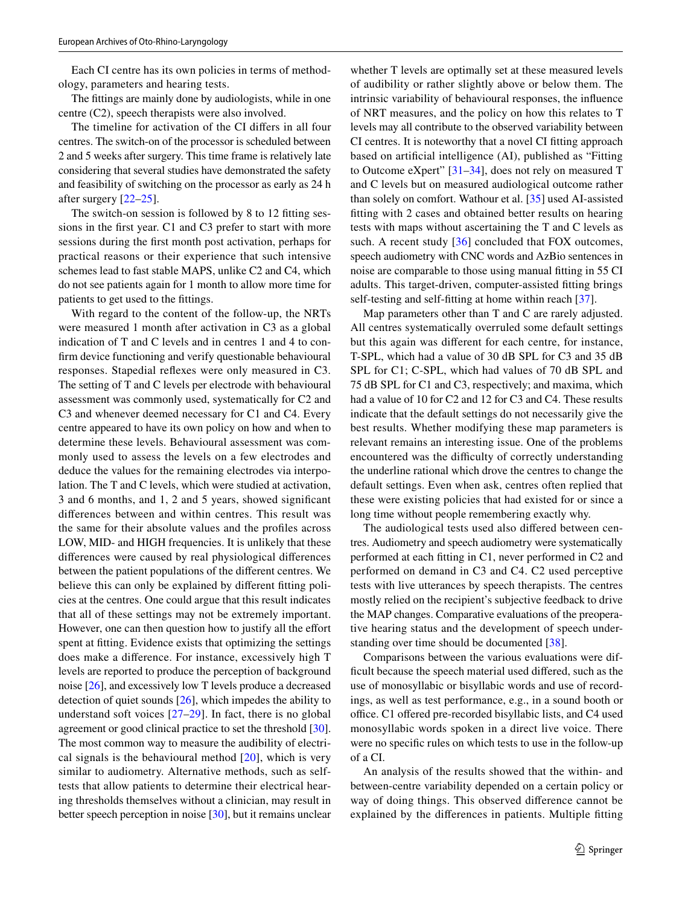Each CI centre has its own policies in terms of methodology, parameters and hearing tests.

The fittings are mainly done by audiologists, while in one centre (C2), speech therapists were also involved.

The timeline for activation of the CI differs in all four centres. The switch-on of the processor is scheduled between 2 and 5 weeks after surgery. This time frame is relatively late considering that several studies have demonstrated the safety and feasibility of switching on the processor as early as 24 h after surgery [22–25].

The switch-on session is followed by 8 to 12 fitting sessions in the first year. C1 and C3 prefer to start with more sessions during the first month post activation, perhaps for practical reasons or their experience that such intensive schemes lead to fast stable MAPS, unlike C2 and C4, which do not see patients again for 1 month to allow more time for patients to get used to the fittings.

With regard to the content of the follow-up, the NRTs were measured 1 month after activation in C3 as a global indication of T and C levels and in centres 1 and 4 to confirm device functioning and verify questionable behavioural responses. Stapedial reflexes were only measured in C3. The setting of T and C levels per electrode with behavioural assessment was commonly used, systematically for C2 and C3 and whenever deemed necessary for C1 and C4. Every centre appeared to have its own policy on how and when to determine these levels. Behavioural assessment was commonly used to assess the levels on a few electrodes and deduce the values for the remaining electrodes via interpolation. The T and C levels, which were studied at activation, 3 and 6 months, and 1, 2 and 5 years, showed significant differences between and within centres. This result was the same for their absolute values and the profiles across LOW, MID- and HIGH frequencies. It is unlikely that these differences were caused by real physiological differences between the patient populations of the different centres. We believe this can only be explained by different fitting policies at the centres. One could argue that this result indicates that all of these settings may not be extremely important. However, one can then question how to justify all the effort spent at fitting. Evidence exists that optimizing the settings does make a difference. For instance, excessively high T levels are reported to produce the perception of background noise [26], and excessively low T levels produce a decreased detection of quiet sounds [26], which impedes the ability to understand soft voices [27–29]. In fact, there is no global agreement or good clinical practice to set the threshold [30]. The most common way to measure the audibility of electrical signals is the behavioural method [20], which is very similar to audiometry. Alternative methods, such as self-tests that allow patients to determine their electrical hearing thresholds themselves without a clinician, may result in better speech perception in noise [30], but it remains unclear whether T levels are optimally set at these measured levels of audibility or rather slightly above or below them. The intrinsic variability of behavioural responses, the influence of NRT measures, and the policy on how this relates to T levels may all contribute to the observed variability between CI centres. It is noteworthy that a novel CI fitting approach based on artificial intelligence (AI), published as "Fitting to Outcome eXpert" [31–34], does not rely on measured T and C levels but on measured audiological outcome rather than solely on comfort. Wathour et al. [35] used AI-assisted fitting with 2 cases and obtained better results on hearing tests with maps without ascertaining the T and C levels as such. A recent study [36] concluded that FOX outcomes, speech audiometry with CNC words and AzBio sentences in noise are comparable to those using manual fitting in 55 CI adults. This target-driven, computer-assisted fitting brings self-testing and self-fitting at home within reach [37].

Map parameters other than T and C are rarely adjusted. All centres systematically overruled some default settings but this again was different for each centre, for instance, T-SPL, which had a value of 30 dB SPL for C3 and 35 dB SPL for C1; C-SPL, which had values of 70 dB SPL and 75 dB SPL for C1 and C3, respectively; and maxima, which had a value of 10 for C2 and 12 for C3 and C4. These results indicate that the default settings do not necessarily give the best results. Whether modifying these map parameters is relevant remains an interesting issue. One of the problems encountered was the difficulty of correctly understanding the underline rational which drove the centres to change the default settings. Even when ask, centres often replied that these were existing policies that had existed for or since a long time without people remembering exactly why.

The audiological tests used also differed between centres. Audiometry and speech audiometry were systematically performed at each fitting in C1, never performed in C2 and performed on demand in C3 and C4. C2 used perceptive tests with live utterances by speech therapists. The centres mostly relied on the recipient's subjective feedback to drive the MAP changes. Comparative evaluations of the preoperative hearing status and the development of speech understanding over time should be documented [38].

Comparisons between the various evaluations were difficult because the speech material used differed, such as the use of monosyllabic or bisyllabic words and use of recordings, as well as test performance, e.g., in a sound booth or office. C1 offered pre-recorded bisyllabic lists, and C4 used monosyllabic words spoken in a direct live voice. There were no specific rules on which tests to use in the follow-up of a CI.

An analysis of the results showed that the within- and between-centre variability depended on a certain policy or way of doing things. This observed difference cannot be explained by the differences in patients. Multiple fitting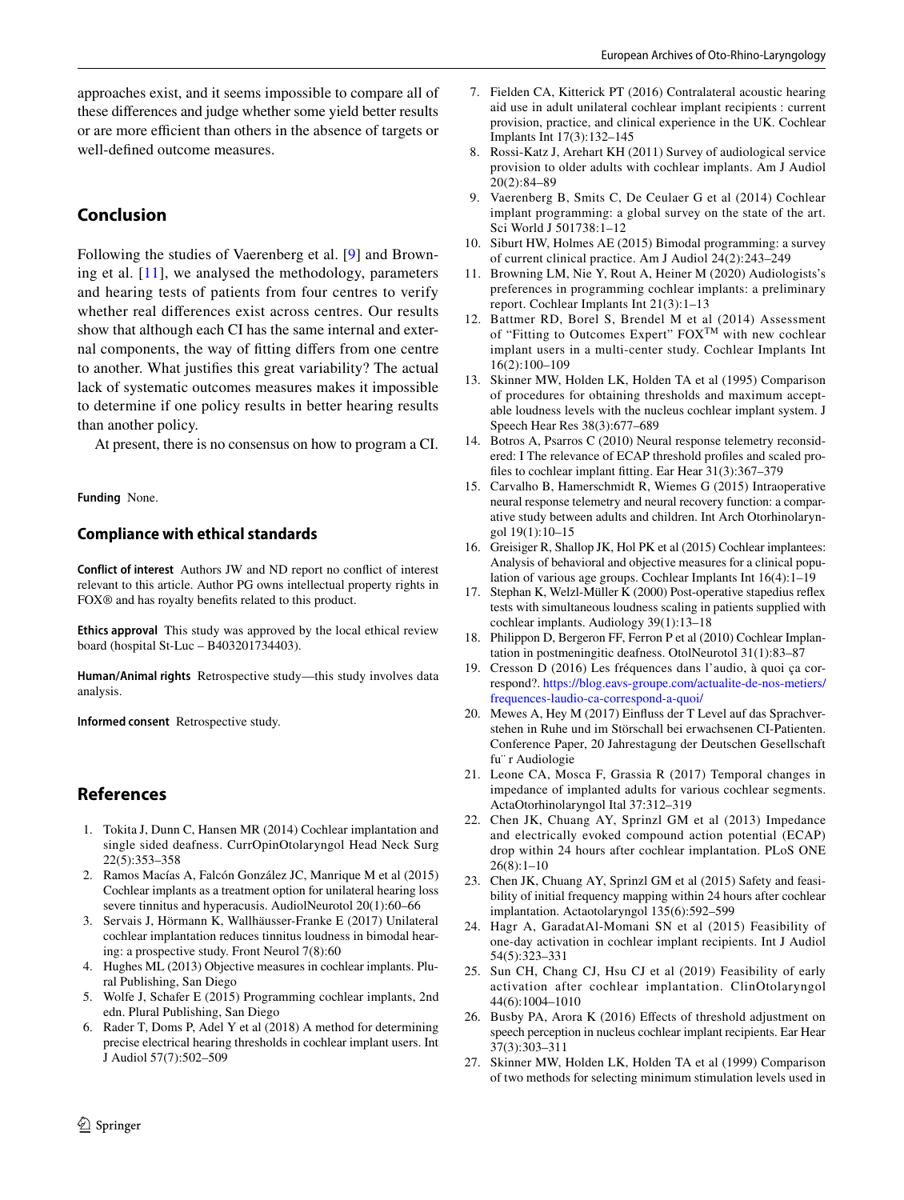approaches exist, and it seems impossible to compare all of these differences and judge whether some yield better results or are more efficient than others in the absence of targets or well-defined outcome measures.

## Conclusion

Following the studies of Vaerenberg et al. [9] and Browning et al. [11], we analysed the methodology, parameters and hearing tests of patients from four centres to verify whether real differences exist across centres. Our results show that although each CI has the same internal and external components, the way of fitting differs from one centre to another. What justifies this great variability? The actual lack of systematic outcomes measures makes it impossible to determine if one policy results in better hearing results than another policy.

At present, there is no consensus on how to program a CI.

**Funding** None.

### Compliance with ethical standards

**Conflict of interest** Authors JW and ND report no conflict of interest relevant to this article. Author PG owns intellectual property rights in FOX® and has royalty benefits related to this product.

**Ethics approval** This study was approved by the local ethical review board (hospital St-Luc – B403201734403).

**Human/Animal rights** Retrospective study—this study involves data analysis.

**Informed consent** Retrospective study.

## References

1. Tokita J, Dunn C, Hansen MR (2014) Cochlear implantation and single sided deafness. CurrOpinOtolaryngol Head Neck Surg 22(5):353–358
2. Ramos Macías A, Falcón González JC, Manrique M et al (2015) Cochlear implants as a treatment option for unilateral hearing loss severe tinnitus and hyperacusis. AudiolNeurotol 20(1):60–66
3. Servais J, Hörmann K, Wallhäusser-Franke E (2017) Unilateral cochlear implantation reduces tinnitus loudness in bimodal hearing: a prospective study. Front Neurol 7(8):60
4. Hughes ML (2013) Objective measures in cochlear implants. Plural Publishing, San Diego
5. Wolfe J, Schafer E (2015) Programming cochlear implants, 2nd edn. Plural Publishing, San Diego
6. Rader T, Doms P, Adel Y et al (2018) A method for determining precise electrical hearing thresholds in cochlear implant users. Int J Audiol 57(7):502–509
7. Fielden CA, Kitterick PT (2016) Contralateral acoustic hearing aid use in adult unilateral cochlear implant recipients : current provision, practice, and clinical experience in the UK. Cochlear Implants Int 17(3):132–145
8. Rossi-Katz J, Arehart KH (2011) Survey of audiological service provision to older adults with cochlear implants. Am J Audiol 20(2):84–89
9. Vaerenberg B, Smits C, De Ceulaer G et al (2014) Cochlear implant programming: a global survey on the state of the art. Sci World J 501738:1–12
10. Siburt HW, Holmes AE (2015) Bimodal programming: a survey of current clinical practice. Am J Audiol 24(2):243–249
11. Browning LM, Nie Y, Rout A, Heiner M (2020) Audiologists's preferences in programming cochlear implants: a preliminary report. Cochlear Implants Int 21(3):1–13
12. Battmer RD, Borel S, Brendel M et al (2014) Assessment of "Fitting to Outcomes Expert" FOX$^{TM}$ with new cochlear implant users in a multi-center study. Cochlear Implants Int 16(2):100–109
13. Skinner MW, Holden LK, Holden TA et al (1995) Comparison of procedures for obtaining thresholds and maximum acceptable loudness levels with the nucleus cochlear implant system. J Speech Hear Res 38(3):677–689
14. Botros A, Psarros C (2010) Neural response telemetry reconsidered: I The relevance of ECAP threshold profiles and scaled profiles to cochlear implant fitting. Ear Hear 31(3):367–379
15. Carvalho B, Hamerschmidt R, Wiemes G (2015) Intraoperative neural response telemetry and neural recovery function: a comparative study between adults and children. Int Arch Otorhinolaryngol 19(1):10–15
16. Greisiger R, Shallop JK, Hol PK et al (2015) Cochlear implantees: Analysis of behavioral and objective measures for a clinical population of various age groups. Cochlear Implants Int 16(4):1–19
17. Stephan K, Welzl-Müller K (2000) Post-operative stapedius reflex tests with simultaneous loudness scaling in patients supplied with cochlear implants. Audiology 39(1):13–18
18. Philippon D, Bergeron FF, Ferron P et al (2010) Cochlear Implantation in postmeningitic deafness. OtolNeurotol 31(1):83–87
19. Cresson D (2016) Les fréquences dans l'audio, à quoi ça correspond?. https://blog.eavs-groupe.com/actualite-de-nos-metiers/frequences-laudio-ca-correspond-a-quoi/
20. Mewes A, Hey M (2017) Einfluss der T Level auf das Sprachverstehen in Ruhe und im Störschall bei erwachsenen CI-Patienten. Conference Paper, 20 Jahrestagung der Deutschen Gesellschaft fu¨ r Audiologie
21. Leone CA, Mosca F, Grassia R (2017) Temporal changes in impedance of implanted adults for various cochlear segments. ActaOtorhinolaryngol Ital 37:312–319
22. Chen JK, Chuang AY, Sprinzl GM et al (2013) Impedance and electrically evoked compound action potential (ECAP) drop within 24 hours after cochlear implantation. PLoS ONE 26(8):1–10
23. Chen JK, Chuang AY, Sprinzl GM et al (2015) Safety and feasibility of initial frequency mapping within 24 hours after cochlear implantation. Actaotolaryngol 135(6):592–599
24. Hagr A, GaradatAl-Momani SN et al (2015) Feasibility of one-day activation in cochlear implant recipients. Int J Audiol 54(5):323–331
25. Sun CH, Chang CJ, Hsu CJ et al (2019) Feasibility of early activation after cochlear implantation. ClinOtolaryngol 44(6):1004–1010
26. Busby PA, Arora K (2016) Effects of threshold adjustment on speech perception in nucleus cochlear implant recipients. Ear Hear 37(3):303–311
27. Skinner MW, Holden LK, Holden TA et al (1999) Comparison of two methods for selecting minimum stimulation levels used in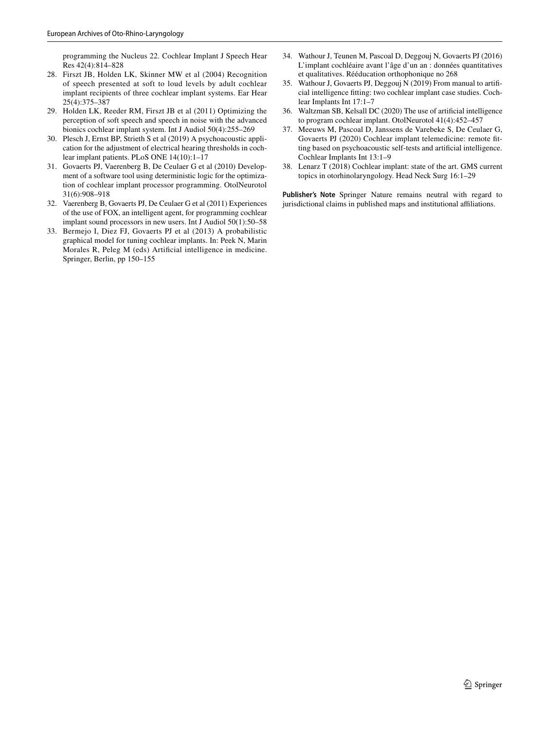programming the Nucleus 22. Cochlear Implant J Speech Hear Res 42(4):814–828

28. Firszt JB, Holden LK, Skinner MW et al (2004) Recognition of speech presented at soft to loud levels by adult cochlear implant recipients of three cochlear implant systems. Ear Hear 25(4):375–387
29. Holden LK, Reeder RM, Firszt JB et al (2011) Optimizing the perception of soft speech and speech in noise with the advanced bionics cochlear implant system. Int J Audiol 50(4):255–269
30. Plesch J, Ernst BP, Strieth S et al (2019) A psychoacoustic application for the adjustment of electrical hearing thresholds in cochlear implant patients. PLoS ONE 14(10):1–17
31. Govaerts PJ, Vaerenberg B, De Ceulaer G et al (2010) Development of a software tool using deterministic logic for the optimization of cochlear implant processor programming. OtolNeurotol 31(6):908–918
32. Vaerenberg B, Govaerts PJ, De Ceulaer G et al (2011) Experiences of the use of FOX, an intelligent agent, for programming cochlear implant sound processors in new users. Int J Audiol 50(1):50–58
33. Bermejo I, Diez FJ, Govaerts PJ et al (2013) A probabilistic graphical model for tuning cochlear implants. In: Peek N, Marin Morales R, Peleg M (eds) Artificial intelligence in medicine. Springer, Berlin, pp 150–155
34. Wathour J, Teunen M, Pascoal D, Deggouj N, Govaerts PJ (2016) L'implant cochléaire avant l'âge d'un an : données quantitatives et qualitatives. Rééducation orthophonique no 268
35. Wathour J, Govaerts PJ, Deggouj N (2019) From manual to artificial intelligence fitting: two cochlear implant case studies. Cochlear Implants Int 17:1–7
36. Waltzman SB, Kelsall DC (2020) The use of artificial intelligence to program cochlear implant. OtolNeurotol 41(4):452–457
37. Meeuws M, Pascoal D, Janssens de Varebeke S, De Ceulaer G, Govaerts PJ (2020) Cochlear implant telemedicine: remote fitting based on psychoacoustic self-tests and artificial intelligence. Cochlear Implants Int 13:1–9
38. Lenarz T (2018) Cochlear implant: state of the art. GMS current topics in otorhinolaryngology. Head Neck Surg 16:1–29

**Publisher's Note** Springer Nature remains neutral with regard to jurisdictional claims in published maps and institutional affiliations.